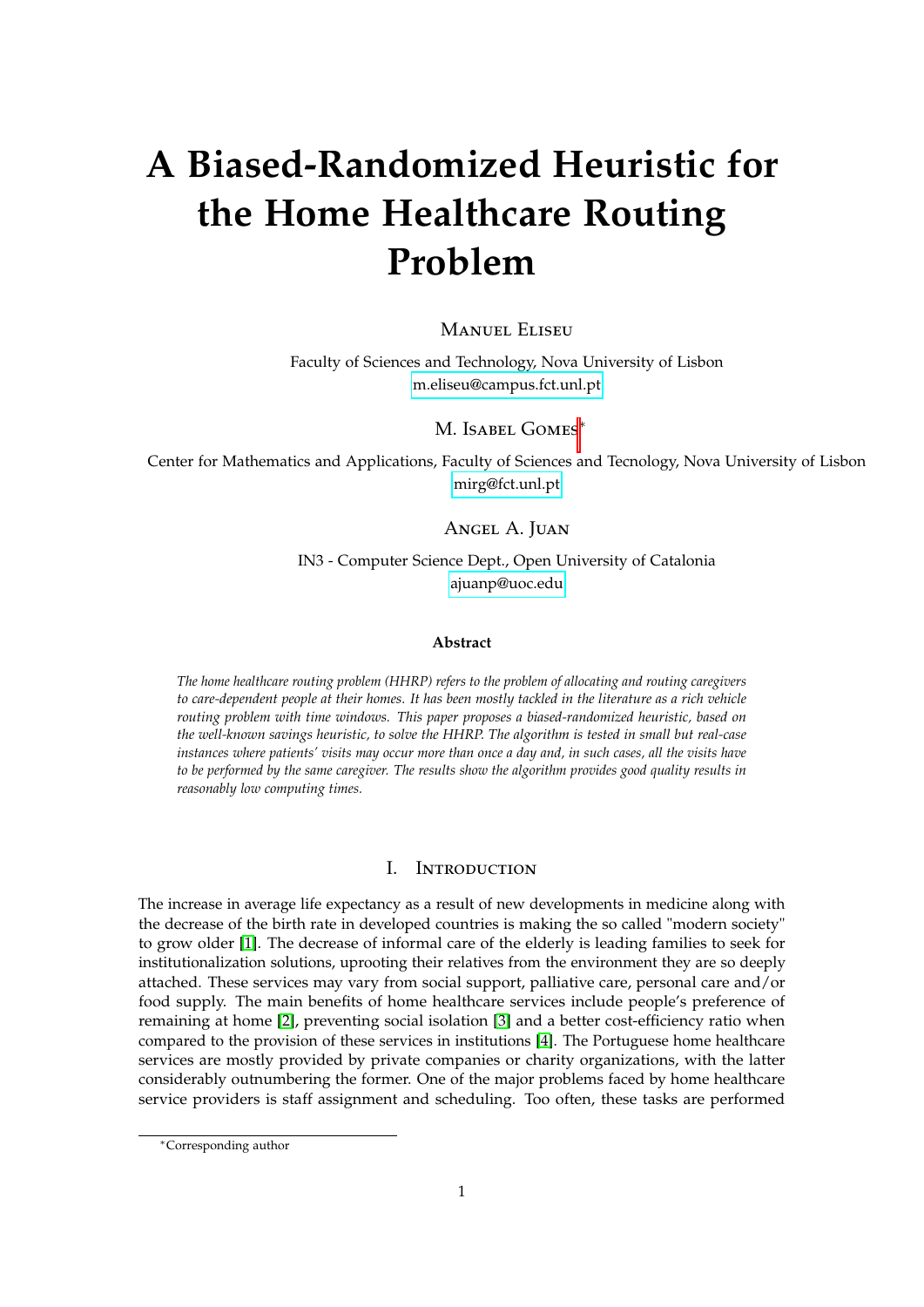# A Biased-Randomized Heuristic for the Home Healthcare Routing Problem

Manuel Eliseu

Faculty of Sciences and Technology, Nova University of Lisbon
m.eliseu@campus.fct.unl.pt

M. Isabel Gomes[*]

Center for Mathematics and Applications, Faculty of Sciences and Tecnology, Nova University of Lisbon
mirg@fct.unl.pt

Angel A. Juan

IN3 - Computer Science Dept., Open University of Catalonia
ajuanp@uoc.edu

**Abstract**

*The home healthcare routing problem (HHRP) refers to the problem of allocating and routing caregivers to care-dependent people at their homes. It has been mostly tackled in the literature as a rich vehicle routing problem with time windows. This paper proposes a biased-randomized heuristic, based on the well-known savings heuristic, to solve the HHRP. The algorithm is tested in small but real-case instances where patients' visits may occur more than once a day and, in such cases, all the visits have to be performed by the same caregiver. The results show the algorithm provides good quality results in reasonably low computing times.*

## I. Introduction

The increase in average life expectancy as a result of new developments in medicine along with the decrease of the birth rate in developed countries is making the so called "modern society" to grow older [1]. The decrease of informal care of the elderly is leading families to seek for institutionalization solutions, uprooting their relatives from the environment they are so deeply attached. These services may vary from social support, palliative care, personal care and/or food supply. The main benefits of home healthcare services include people's preference of remaining at home [2], preventing social isolation [3] and a better cost-efficiency ratio when compared to the provision of these services in institutions [4]. The Portuguese home healthcare services are mostly provided by private companies or charity organizations, with the latter considerably outnumbering the former. One of the major problems faced by home healthcare service providers is staff assignment and scheduling. Too often, these tasks are performed

[*]Corresponding author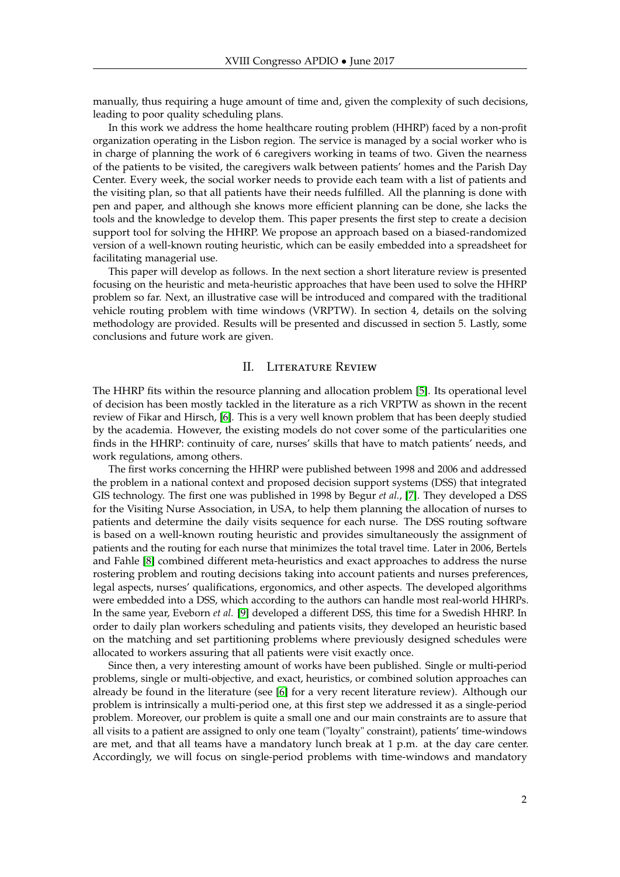manually, thus requiring a huge amount of time and, given the complexity of such decisions, leading to poor quality scheduling plans.

In this work we address the home healthcare routing problem (HHRP) faced by a non-profit organization operating in the Lisbon region. The service is managed by a social worker who is in charge of planning the work of 6 caregivers working in teams of two. Given the nearness of the patients to be visited, the caregivers walk between patients' homes and the Parish Day Center. Every week, the social worker needs to provide each team with a list of patients and the visiting plan, so that all patients have their needs fulfilled. All the planning is done with pen and paper, and although she knows more efficient planning can be done, she lacks the tools and the knowledge to develop them. This paper presents the first step to create a decision support tool for solving the HHRP. We propose an approach based on a biased-randomized version of a well-known routing heuristic, which can be easily embedded into a spreadsheet for facilitating managerial use.

This paper will develop as follows. In the next section a short literature review is presented focusing on the heuristic and meta-heuristic approaches that have been used to solve the HHRP problem so far. Next, an illustrative case will be introduced and compared with the traditional vehicle routing problem with time windows (VRPTW). In section 4, details on the solving methodology are provided. Results will be presented and discussed in section 5. Lastly, some conclusions and future work are given.

## II. Literature Review

The HHRP fits within the resource planning and allocation problem [5]. Its operational level of decision has been mostly tackled in the literature as a rich VRPTW as shown in the recent review of Fikar and Hirsch, [6]. This is a very well known problem that has been deeply studied by the academia. However, the existing models do not cover some of the particularities one finds in the HHRP: continuity of care, nurses' skills that have to match patients' needs, and work regulations, among others.

The first works concerning the HHRP were published between 1998 and 2006 and addressed the problem in a national context and proposed decision support systems (DSS) that integrated GIS technology. The first one was published in 1998 by Begur *et al.*, [7]. They developed a DSS for the Visiting Nurse Association, in USA, to help them planning the allocation of nurses to patients and determine the daily visits sequence for each nurse. The DSS routing software is based on a well-known routing heuristic and provides simultaneously the assignment of patients and the routing for each nurse that minimizes the total travel time. Later in 2006, Bertels and Fahle [8] combined different meta-heuristics and exact approaches to address the nurse rostering problem and routing decisions taking into account patients and nurses preferences, legal aspects, nurses' qualifications, ergonomics, and other aspects. The developed algorithms were embedded into a DSS, which according to the authors can handle most real-world HHRPs. In the same year, Eveborn *et al.* [9] developed a different DSS, this time for a Swedish HHRP. In order to daily plan workers scheduling and patients visits, they developed an heuristic based on the matching and set partitioning problems where previously designed schedules were allocated to workers assuring that all patients were visit exactly once.

Since then, a very interesting amount of works have been published. Single or multi-period problems, single or multi-objective, and exact, heuristics, or combined solution approaches can already be found in the literature (see [6] for a very recent literature review). Although our problem is intrinsically a multi-period one, at this first step we addressed it as a single-period problem. Moreover, our problem is quite a small one and our main constraints are to assure that all visits to a patient are assigned to only one team ("loyalty" constraint), patients' time-windows are met, and that all teams have a mandatory lunch break at 1 p.m. at the day care center. Accordingly, we will focus on single-period problems with time-windows and mandatory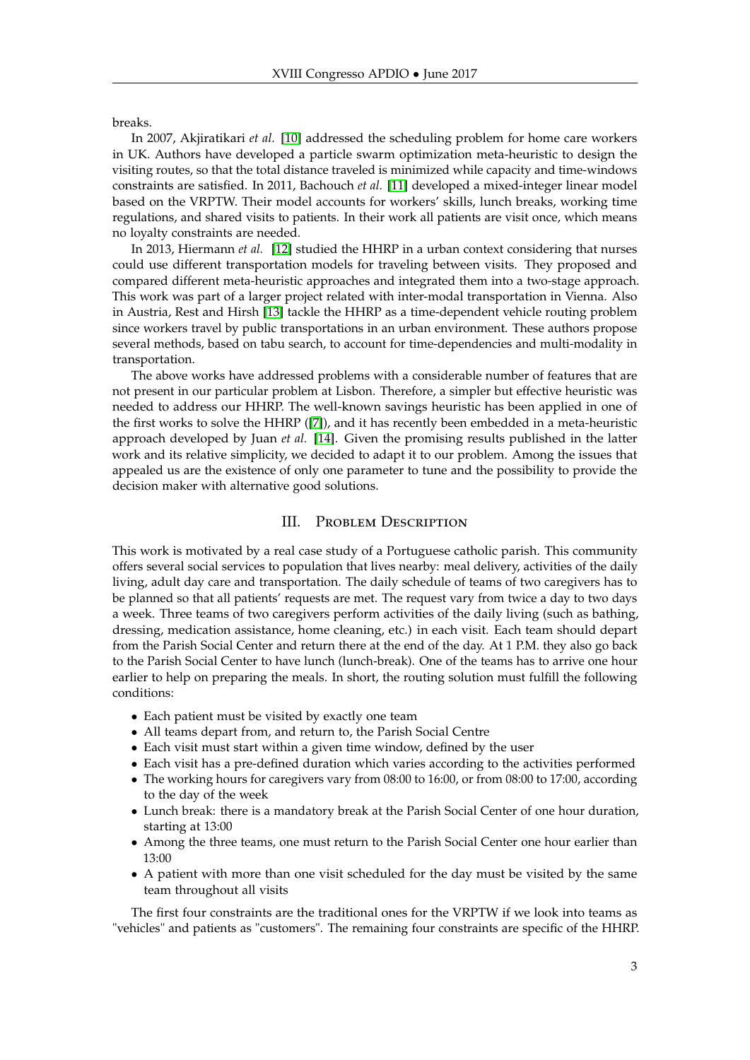breaks.

In 2007, Akjiratikari *et al.* [10] addressed the scheduling problem for home care workers in UK. Authors have developed a particle swarm optimization meta-heuristic to design the visiting routes, so that the total distance traveled is minimized while capacity and time-windows constraints are satisfied. In 2011, Bachouch *et al.* [11] developed a mixed-integer linear model based on the VRPTW. Their model accounts for workers' skills, lunch breaks, working time regulations, and shared visits to patients. In their work all patients are visit once, which means no loyalty constraints are needed.

In 2013, Hiermann *et al.* [12] studied the HHRP in a urban context considering that nurses could use different transportation models for traveling between visits. They proposed and compared different meta-heuristic approaches and integrated them into a two-stage approach. This work was part of a larger project related with inter-modal transportation in Vienna. Also in Austria, Rest and Hirsh [13] tackle the HHRP as a time-dependent vehicle routing problem since workers travel by public transportations in an urban environment. These authors propose several methods, based on tabu search, to account for time-dependencies and multi-modality in transportation.

The above works have addressed problems with a considerable number of features that are not present in our particular problem at Lisbon. Therefore, a simpler but effective heuristic was needed to address our HHRP. The well-known savings heuristic has been applied in one of the first works to solve the HHRP ([7]), and it has recently been embedded in a meta-heuristic approach developed by Juan *et al.* [14]. Given the promising results published in the latter work and its relative simplicity, we decided to adapt it to our problem. Among the issues that appealed us are the existence of only one parameter to tune and the possibility to provide the decision maker with alternative good solutions.

## III. Problem Description

This work is motivated by a real case study of a Portuguese catholic parish. This community offers several social services to population that lives nearby: meal delivery, activities of the daily living, adult day care and transportation. The daily schedule of teams of two caregivers has to be planned so that all patients' requests are met. The request vary from twice a day to two days a week. Three teams of two caregivers perform activities of the daily living (such as bathing, dressing, medication assistance, home cleaning, etc.) in each visit. Each team should depart from the Parish Social Center and return there at the end of the day. At 1 P.M. they also go back to the Parish Social Center to have lunch (lunch-break). One of the teams has to arrive one hour earlier to help on preparing the meals. In short, the routing solution must fulfill the following conditions:

- Each patient must be visited by exactly one team
- All teams depart from, and return to, the Parish Social Centre
- Each visit must start within a given time window, defined by the user
- Each visit has a pre-defined duration which varies according to the activities performed
- The working hours for caregivers vary from 08:00 to 16:00, or from 08:00 to 17:00, according to the day of the week
- Lunch break: there is a mandatory break at the Parish Social Center of one hour duration, starting at 13:00
- Among the three teams, one must return to the Parish Social Center one hour earlier than 13:00
- A patient with more than one visit scheduled for the day must be visited by the same team throughout all visits

The first four constraints are the traditional ones for the VRPTW if we look into teams as "vehicles" and patients as "customers". The remaining four constraints are specific of the HHRP.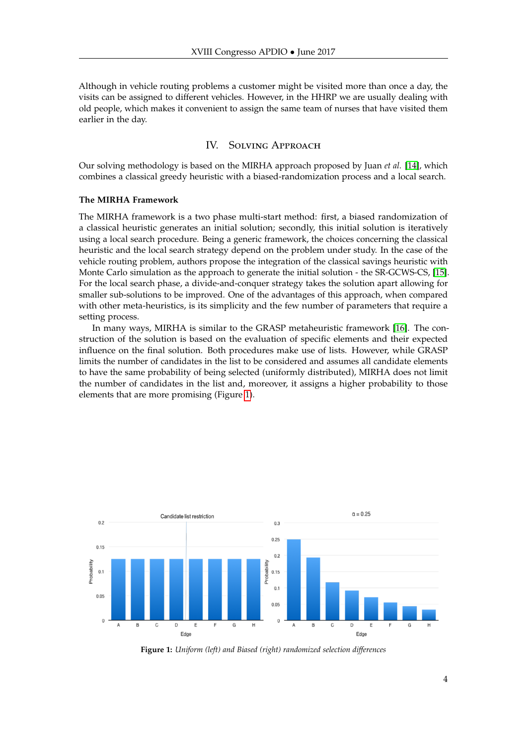Although in vehicle routing problems a customer might be visited more than once a day, the visits can be assigned to different vehicles. However, in the HHRP we are usually dealing with old people, which makes it convenient to assign the same team of nurses that have visited them earlier in the day.

## IV. Solving Approach

Our solving methodology is based on the MIRHA approach proposed by Juan *et al.* [14], which combines a classical greedy heuristic with a biased-randomization process and a local search.

### The MIRHA Framework

The MIRHA framework is a two phase multi-start method: first, a biased randomization of a classical heuristic generates an initial solution; secondly, this initial solution is iteratively using a local search procedure. Being a generic framework, the choices concerning the classical heuristic and the local search strategy depend on the problem under study. In the case of the vehicle routing problem, authors propose the integration of the classical savings heuristic with Monte Carlo simulation as the approach to generate the initial solution - the SR-GCWS-CS, [15]. For the local search phase, a divide-and-conquer strategy takes the solution apart allowing for smaller sub-solutions to be improved. One of the advantages of this approach, when compared with other meta-heuristics, is its simplicity and the few number of parameters that require a setting process.

In many ways, MIRHA is similar to the GRASP metaheuristic framework [16]. The construction of the solution is based on the evaluation of specific elements and their expected influence on the final solution. Both procedures make use of lists. However, while GRASP limits the number of candidates in the list to be considered and assumes all candidate elements to have the same probability of being selected (uniformly distributed), MIRHA does not limit the number of candidates in the list and, moreover, it assigns a higher probability to those elements that are more promising (Figure 1).

**Figure 1:** *Uniform (left) and Biased (right) randomized selection differences*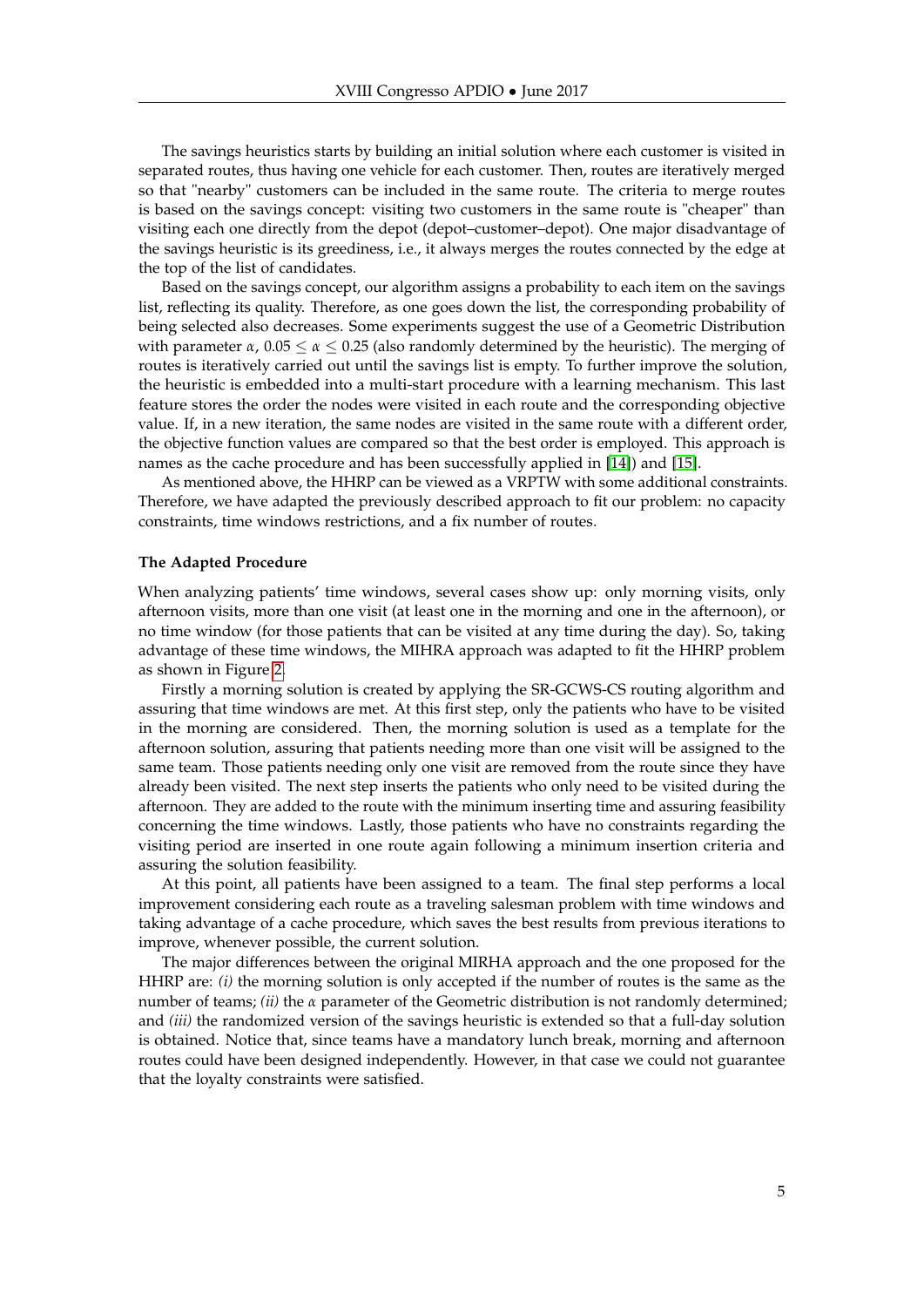The savings heuristics starts by building an initial solution where each customer is visited in separated routes, thus having one vehicle for each customer. Then, routes are iteratively merged so that "nearby" customers can be included in the same route. The criteria to merge routes is based on the savings concept: visiting two customers in the same route is "cheaper" than visiting each one directly from the depot (depot–customer–depot). One major disadvantage of the savings heuristic is its greediness, i.e., it always merges the routes connected by the edge at the top of the list of candidates.

Based on the savings concept, our algorithm assigns a probability to each item on the savings list, reflecting its quality. Therefore, as one goes down the list, the corresponding probability of being selected also decreases. Some experiments suggest the use of a Geometric Distribution with parameter $\alpha$, $0.05 \leq \alpha \leq 0.25$ (also randomly determined by the heuristic). The merging of routes is iteratively carried out until the savings list is empty. To further improve the solution, the heuristic is embedded into a multi-start procedure with a learning mechanism. This last feature stores the order the nodes were visited in each route and the corresponding objective value. If, in a new iteration, the same nodes are visited in the same route with a different order, the objective function values are compared so that the best order is employed. This approach is names as the cache procedure and has been successfully applied in [14]) and [15].

As mentioned above, the HHRP can be viewed as a VRPTW with some additional constraints. Therefore, we have adapted the previously described approach to fit our problem: no capacity constraints, time windows restrictions, and a fix number of routes.

**The Adapted Procedure**

When analyzing patients' time windows, several cases show up: only morning visits, only afternoon visits, more than one visit (at least one in the morning and one in the afternoon), or no time window (for those patients that can be visited at any time during the day). So, taking advantage of these time windows, the MIHRA approach was adapted to fit the HHRP problem as shown in Figure 2.

Firstly a morning solution is created by applying the SR-GCWS-CS routing algorithm and assuring that time windows are met. At this first step, only the patients who have to be visited in the morning are considered. Then, the morning solution is used as a template for the afternoon solution, assuring that patients needing more than one visit will be assigned to the same team. Those patients needing only one visit are removed from the route since they have already been visited. The next step inserts the patients who only need to be visited during the afternoon. They are added to the route with the minimum inserting time and assuring feasibility concerning the time windows. Lastly, those patients who have no constraints regarding the visiting period are inserted in one route again following a minimum insertion criteria and assuring the solution feasibility.

At this point, all patients have been assigned to a team. The final step performs a local improvement considering each route as a traveling salesman problem with time windows and taking advantage of a cache procedure, which saves the best results from previous iterations to improve, whenever possible, the current solution.

The major differences between the original MIRHA approach and the one proposed for the HHRP are: *(i)* the morning solution is only accepted if the number of routes is the same as the number of teams; *(ii)* the $\alpha$ parameter of the Geometric distribution is not randomly determined; and *(iii)* the randomized version of the savings heuristic is extended so that a full-day solution is obtained. Notice that, since teams have a mandatory lunch break, morning and afternoon routes could have been designed independently. However, in that case we could not guarantee that the loyalty constraints were satisfied.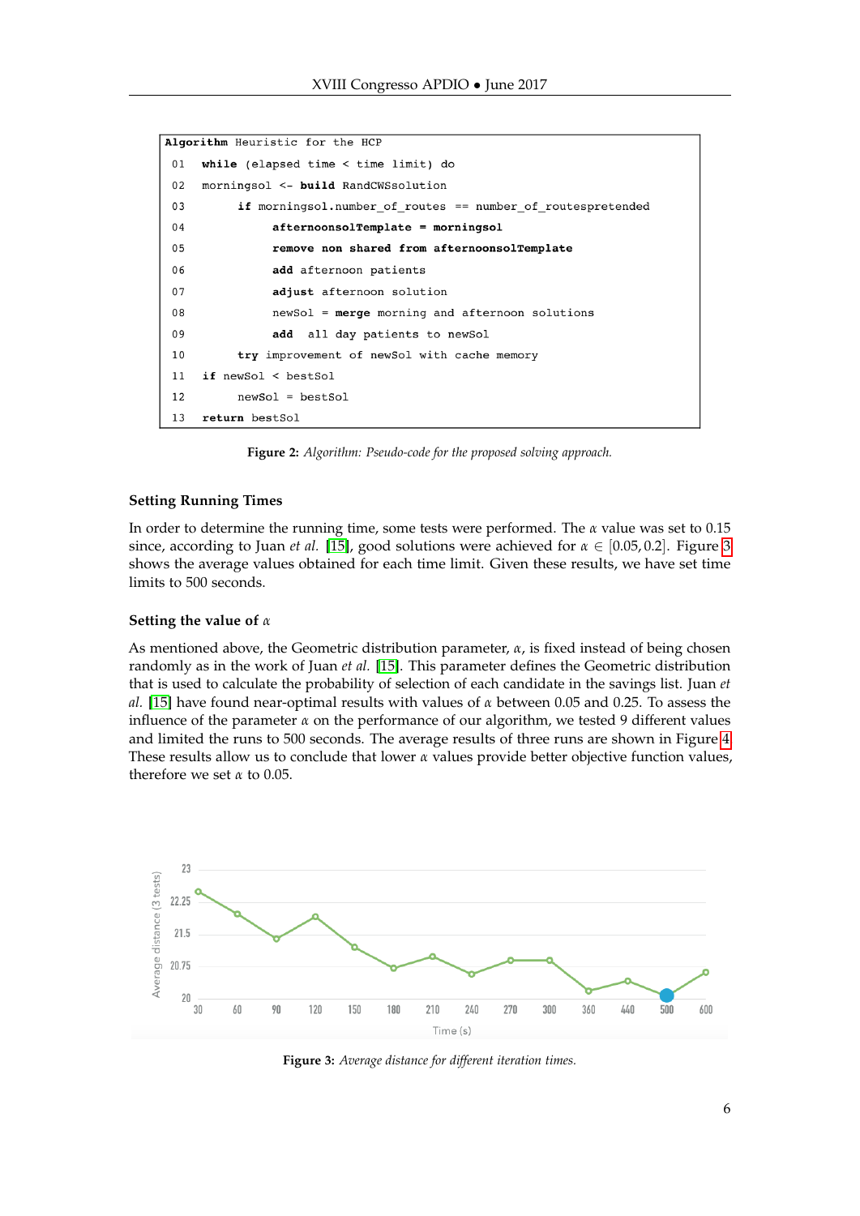```
Algorithm Heuristic for the HCP
01  while (elapsed time < time limit) do
02  morningsol <- build RandCWSsolution
03       if morningsol.number_of_routes == number_of_routespretended
04            afternoonsolTemplate = morningsol
05            remove non shared from afternoonsolTemplate
06            add afternoon patients
07            adjust afternoon solution
08            newSol = merge morning and afternoon solutions
09            add  all day patients to newSol
10       try improvement of newSol with cache memory
11  if newSol < bestSol
12       newSol = bestSol
13  return bestSol
```

**Figure 2:** *Algorithm: Pseudo-code for the proposed solving approach.*

### Setting Running Times

In order to determine the running time, some tests were performed. The $\alpha$ value was set to 0.15 since, according to Juan *et al.* [15], good solutions were achieved for $\alpha \in [0.05, 0.2]$. Figure 3 shows the average values obtained for each time limit. Given these results, we have set time limits to 500 seconds.

### Setting the value of $\alpha$

As mentioned above, the Geometric distribution parameter, $\alpha$, is fixed instead of being chosen randomly as in the work of Juan *et al.* [15]. This parameter defines the Geometric distribution that is used to calculate the probability of selection of each candidate in the savings list. Juan *et al.* [15] have found near-optimal results with values of $\alpha$ between 0.05 and 0.25. To assess the influence of the parameter $\alpha$ on the performance of our algorithm, we tested 9 different values and limited the runs to 500 seconds. The average results of three runs are shown in Figure 4. These results allow us to conclude that lower $\alpha$ values provide better objective function values, therefore we set $\alpha$ to 0.05.

**Figure 3:** *Average distance for different iteration times.*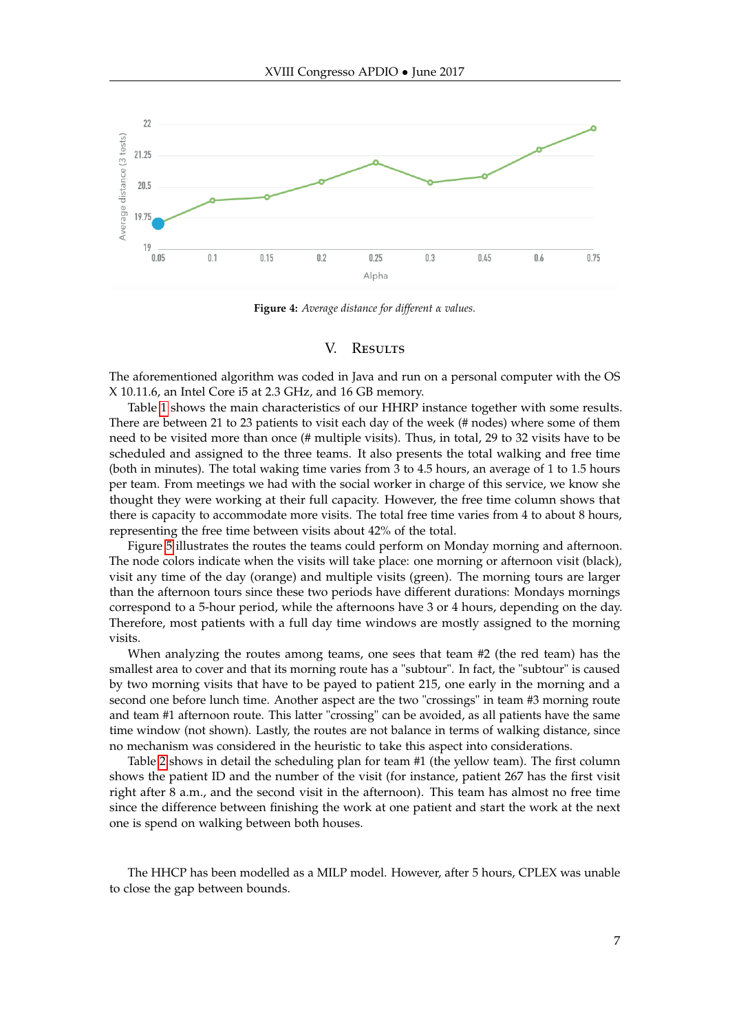**Figure 4:** *Average distance for different α values.*

## V. Results

The aforementioned algorithm was coded in Java and run on a personal computer with the OS X 10.11.6, an Intel Core i5 at 2.3 GHz, and 16 GB memory.

Table 1 shows the main characteristics of our HHRP instance together with some results. There are between 21 to 23 patients to visit each day of the week (# nodes) where some of them need to be visited more than once (# multiple visits). Thus, in total, 29 to 32 visits have to be scheduled and assigned to the three teams. It also presents the total walking and free time (both in minutes). The total waking time varies from 3 to 4.5 hours, an average of 1 to 1.5 hours per team. From meetings we had with the social worker in charge of this service, we know she thought they were working at their full capacity. However, the free time column shows that there is capacity to accommodate more visits. The total free time varies from 4 to about 8 hours, representing the free time between visits about 42% of the total.

Figure 5 illustrates the routes the teams could perform on Monday morning and afternoon. The node colors indicate when the visits will take place: one morning or afternoon visit (black), visit any time of the day (orange) and multiple visits (green). The morning tours are larger than the afternoon tours since these two periods have different durations: Mondays mornings correspond to a 5-hour period, while the afternoons have 3 or 4 hours, depending on the day. Therefore, most patients with a full day time windows are mostly assigned to the morning visits.

When analyzing the routes among teams, one sees that team #2 (the red team) has the smallest area to cover and that its morning route has a "subtour". In fact, the "subtour" is caused by two morning visits that have to be payed to patient 215, one early in the morning and a second one before lunch time. Another aspect are the two "crossings" in team #3 morning route and team #1 afternoon route. This latter "crossing" can be avoided, as all patients have the same time window (not shown). Lastly, the routes are not balance in terms of walking distance, since no mechanism was considered in the heuristic to take this aspect into considerations.

Table 2 shows in detail the scheduling plan for team #1 (the yellow team). The first column shows the patient ID and the number of the visit (for instance, patient 267 has the first visit right after 8 a.m., and the second visit in the afternoon). This team has almost no free time since the difference between finishing the work at one patient and start the work at the next one is spend on walking between both houses.

The HHCP has been modelled as a MILP model. However, after 5 hours, CPLEX was unable to close the gap between bounds.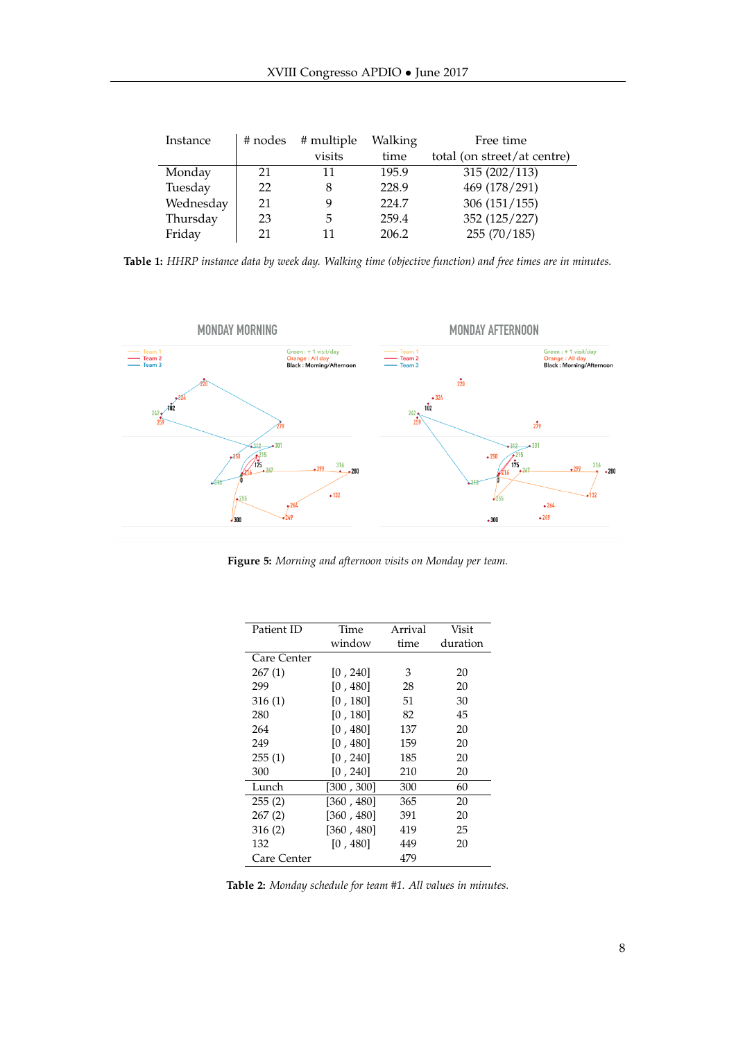| Instance | # nodes | # multiple visits | Walking time | Free time total (on street/at centre) |
|---|---|---|---|---|
| Monday | 21 | 11 | 195.9 | 315 (202/113) |
| Tuesday | 22 | 8 | 228.9 | 469 (178/291) |
| Wednesday | 21 | 9 | 224.7 | 306 (151/155) |
| Thursday | 23 | 5 | 259.4 | 352 (125/227) |
| Friday | 21 | 11 | 206.2 | 255 (70/185) |

**Table 1:** *HHRP instance data by week day. Walking time (objective function) and free times are in minutes.*

**Figure 5:** *Morning and afternoon visits on Monday per team.*

| Patient ID | Time window | Arrival time | Visit duration |
|---|---|---|---|
| Care Center | | | |
| 267 (1) | [0 , 240] | 3 | 20 |
| 299 | [0 , 480] | 28 | 20 |
| 316 (1) | [0 , 180] | 51 | 30 |
| 280 | [0 , 180] | 82 | 45 |
| 264 | [0 , 480] | 137 | 20 |
| 249 | [0 , 480] | 159 | 20 |
| 255 (1) | [0 , 240] | 185 | 20 |
| 300 | [0 , 240] | 210 | 20 |
| Lunch | [300 , 300] | 300 | 60 |
| 255 (2) | [360 , 480] | 365 | 20 |
| 267 (2) | [360 , 480] | 391 | 20 |
| 316 (2) | [360 , 480] | 419 | 25 |
| 132 | [0 , 480] | 449 | 20 |
| Care Center | | 479 | |

**Table 2:** *Monday schedule for team #1. All values in minutes.*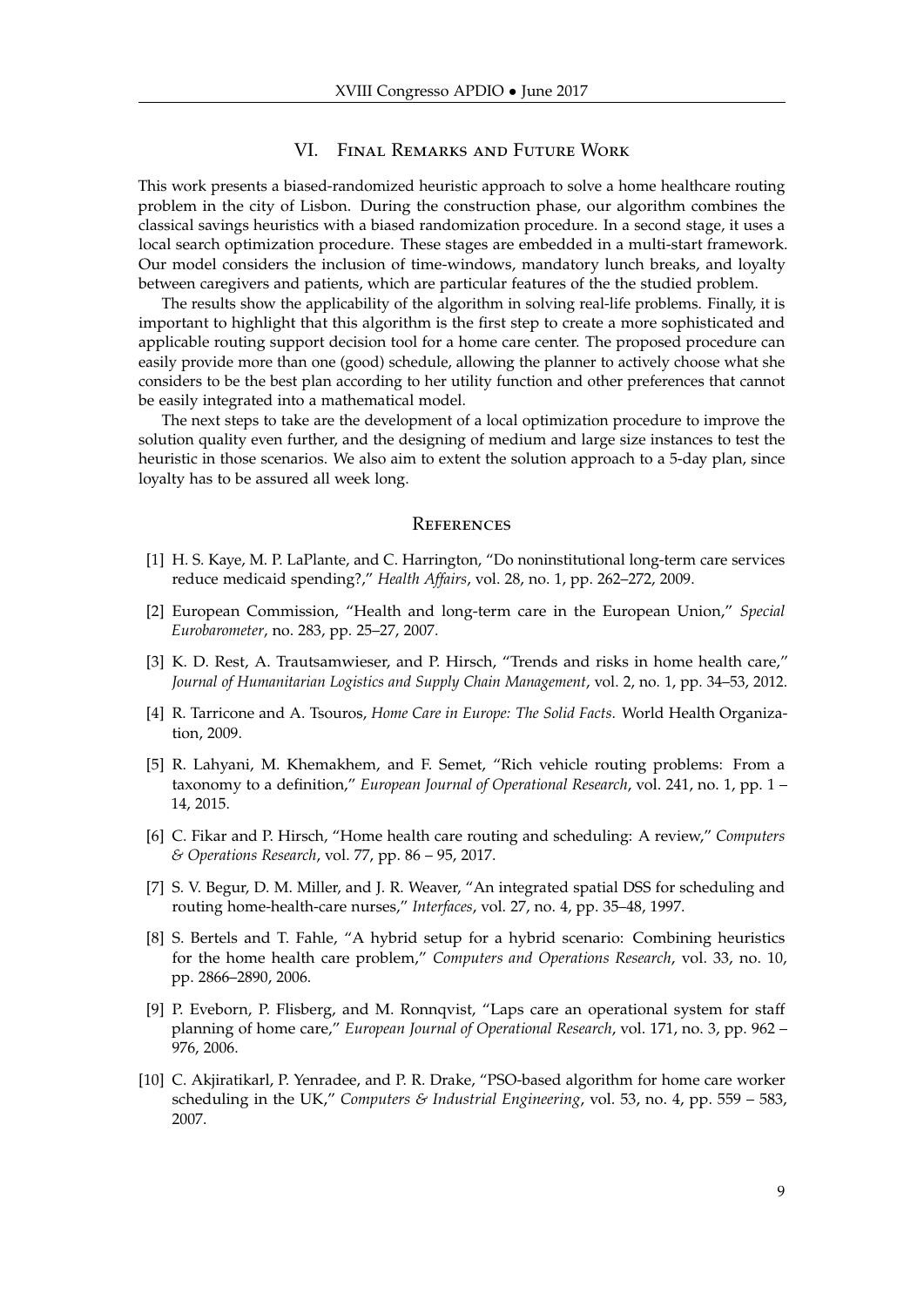## VI. Final Remarks and Future Work

This work presents a biased-randomized heuristic approach to solve a home healthcare routing problem in the city of Lisbon. During the construction phase, our algorithm combines the classical savings heuristics with a biased randomization procedure. In a second stage, it uses a local search optimization procedure. These stages are embedded in a multi-start framework. Our model considers the inclusion of time-windows, mandatory lunch breaks, and loyalty between caregivers and patients, which are particular features of the the studied problem.

The results show the applicability of the algorithm in solving real-life problems. Finally, it is important to highlight that this algorithm is the first step to create a more sophisticated and applicable routing support decision tool for a home care center. The proposed procedure can easily provide more than one (good) schedule, allowing the planner to actively choose what she considers to be the best plan according to her utility function and other preferences that cannot be easily integrated into a mathematical model.

The next steps to take are the development of a local optimization procedure to improve the solution quality even further, and the designing of medium and large size instances to test the heuristic in those scenarios. We also aim to extent the solution approach to a 5-day plan, since loyalty has to be assured all week long.

## References

[1] H. S. Kaye, M. P. LaPlante, and C. Harrington, "Do noninstitutional long-term care services reduce medicaid spending?," *Health Affairs*, vol. 28, no. 1, pp. 262–272, 2009.

[2] European Commission, "Health and long-term care in the European Union," *Special Eurobarometer*, no. 283, pp. 25–27, 2007.

[3] K. D. Rest, A. Trautsamwieser, and P. Hirsch, "Trends and risks in home health care," *Journal of Humanitarian Logistics and Supply Chain Management*, vol. 2, no. 1, pp. 34–53, 2012.

[4] R. Tarricone and A. Tsouros, *Home Care in Europe: The Solid Facts*. World Health Organization, 2009.

[5] R. Lahyani, M. Khemakhem, and F. Semet, "Rich vehicle routing problems: From a taxonomy to a definition," *European Journal of Operational Research*, vol. 241, no. 1, pp. 1 – 14, 2015.

[6] C. Fikar and P. Hirsch, "Home health care routing and scheduling: A review," *Computers & Operations Research*, vol. 77, pp. 86 – 95, 2017.

[7] S. V. Begur, D. M. Miller, and J. R. Weaver, "An integrated spatial DSS for scheduling and routing home-health-care nurses," *Interfaces*, vol. 27, no. 4, pp. 35–48, 1997.

[8] S. Bertels and T. Fahle, "A hybrid setup for a hybrid scenario: Combining heuristics for the home health care problem," *Computers and Operations Research*, vol. 33, no. 10, pp. 2866–2890, 2006.

[9] P. Eveborn, P. Flisberg, and M. Ronnqvist, "Laps care an operational system for staff planning of home care," *European Journal of Operational Research*, vol. 171, no. 3, pp. 962 – 976, 2006.

[10] C. Akjiratikarl, P. Yenradee, and P. R. Drake, "PSO-based algorithm for home care worker scheduling in the UK," *Computers & Industrial Engineering*, vol. 53, no. 4, pp. 559 – 583, 2007.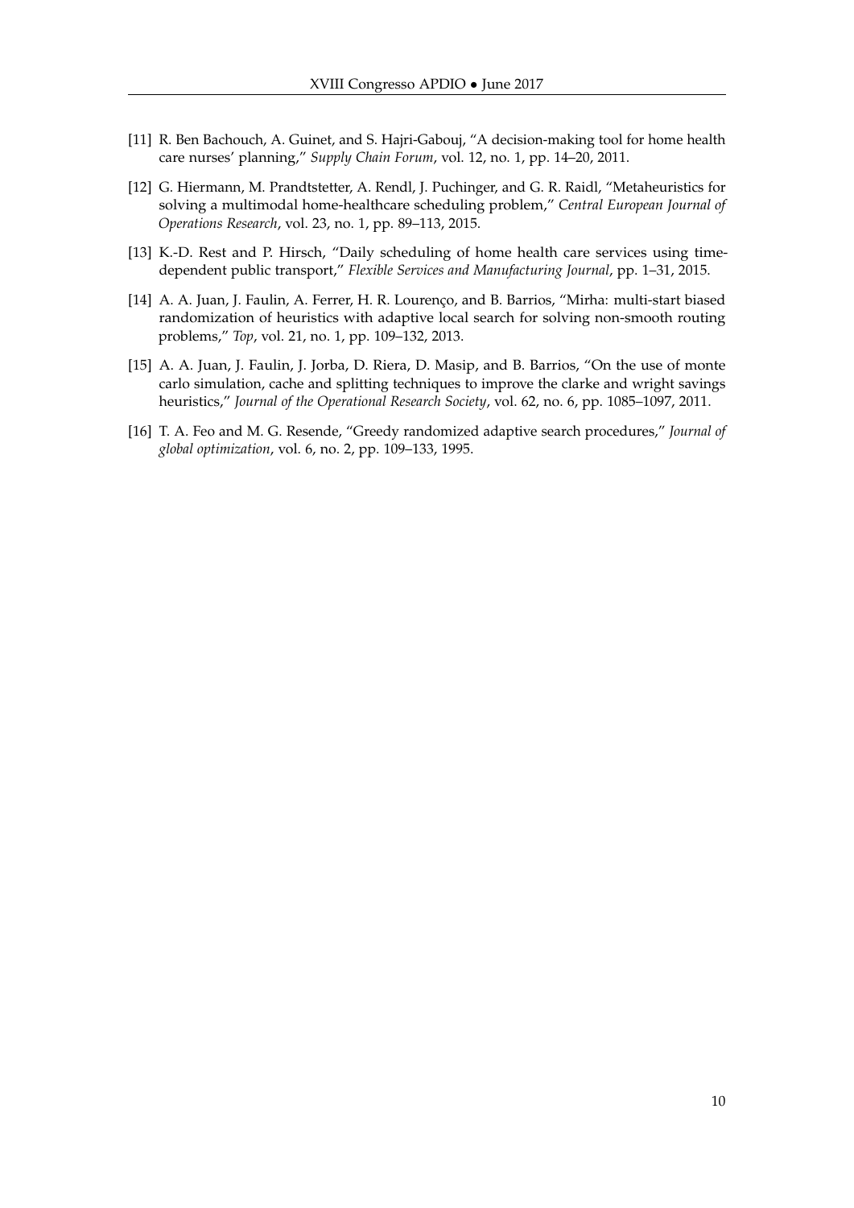[11] R. Ben Bachouch, A. Guinet, and S. Hajri-Gabouj, "A decision-making tool for home health care nurses' planning," *Supply Chain Forum*, vol. 12, no. 1, pp. 14–20, 2011.

[12] G. Hiermann, M. Prandtstetter, A. Rendl, J. Puchinger, and G. R. Raidl, "Metaheuristics for solving a multimodal home-healthcare scheduling problem," *Central European Journal of Operations Research*, vol. 23, no. 1, pp. 89–113, 2015.

[13] K.-D. Rest and P. Hirsch, "Daily scheduling of home health care services using time-dependent public transport," *Flexible Services and Manufacturing Journal*, pp. 1–31, 2015.

[14] A. A. Juan, J. Faulin, A. Ferrer, H. R. Lourenço, and B. Barrios, "Mirha: multi-start biased randomization of heuristics with adaptive local search for solving non-smooth routing problems," *Top*, vol. 21, no. 1, pp. 109–132, 2013.

[15] A. A. Juan, J. Faulin, J. Jorba, D. Riera, D. Masip, and B. Barrios, "On the use of monte carlo simulation, cache and splitting techniques to improve the clarke and wright savings heuristics," *Journal of the Operational Research Society*, vol. 62, no. 6, pp. 1085–1097, 2011.

[16] T. A. Feo and M. G. Resende, "Greedy randomized adaptive search procedures," *Journal of global optimization*, vol. 6, no. 2, pp. 109–133, 1995.